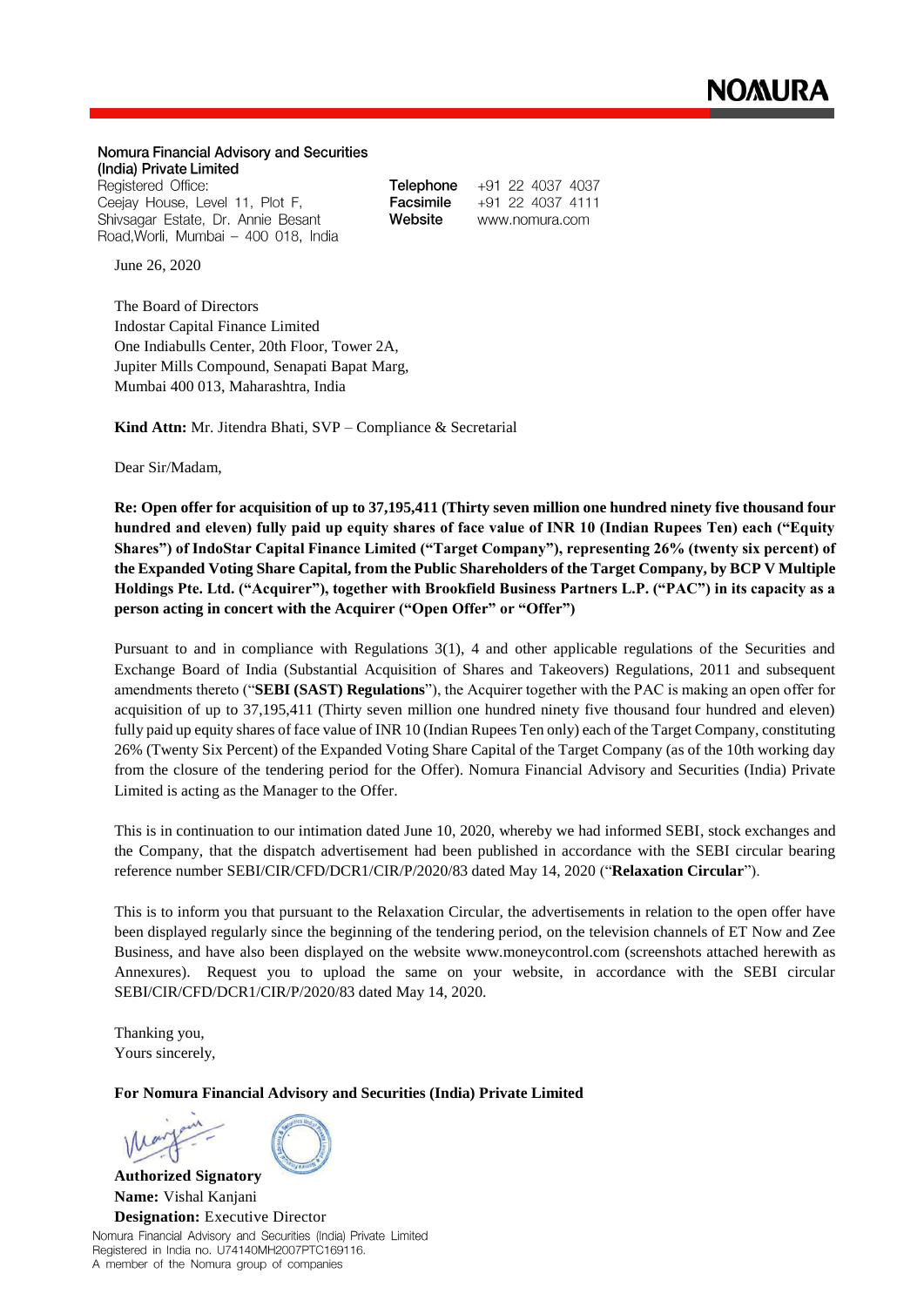**Nomura Financial Advisory and Securities (India) Private Limited**
Registered Office:
Ceejay House, Level 11, Plot F,
Shivsagar Estate, Dr. Annie Besant
Road,Worli, Mumbai – 400 018, India

**Telephone** +91 22 4037 4037
**Facsimile** +91 22 4037 4111
**Website** www.nomura.com

June 26, 2020

The Board of Directors
Indostar Capital Finance Limited
One Indiabulls Center, 20th Floor, Tower 2A,
Jupiter Mills Compound, Senapati Bapat Marg,
Mumbai 400 013, Maharashtra, India

**Kind Attn:** Mr. Jitendra Bhati, SVP – Compliance & Secretarial

Dear Sir/Madam,

**Re: Open offer for acquisition of up to 37,195,411 (Thirty seven million one hundred ninety five thousand four hundred and eleven) fully paid up equity shares of face value of INR 10 (Indian Rupees Ten) each ("Equity Shares") of IndoStar Capital Finance Limited ("Target Company"), representing 26% (twenty six percent) of the Expanded Voting Share Capital, from the Public Shareholders of the Target Company, by BCP V Multiple Holdings Pte. Ltd. ("Acquirer"), together with Brookfield Business Partners L.P. ("PAC") in its capacity as a person acting in concert with the Acquirer ("Open Offer" or "Offer")**

Pursuant to and in compliance with Regulations 3(1), 4 and other applicable regulations of the Securities and Exchange Board of India (Substantial Acquisition of Shares and Takeovers) Regulations, 2011 and subsequent amendments thereto ("**SEBI (SAST) Regulations**"), the Acquirer together with the PAC is making an open offer for acquisition of up to 37,195,411 (Thirty seven million one hundred ninety five thousand four hundred and eleven) fully paid up equity shares of face value of INR 10 (Indian Rupees Ten only) each of the Target Company, constituting 26% (Twenty Six Percent) of the Expanded Voting Share Capital of the Target Company (as of the 10th working day from the closure of the tendering period for the Offer). Nomura Financial Advisory and Securities (India) Private Limited is acting as the Manager to the Offer.

This is in continuation to our intimation dated June 10, 2020, whereby we had informed SEBI, stock exchanges and the Company, that the dispatch advertisement had been published in accordance with the SEBI circular bearing reference number SEBI/CIR/CFD/DCR1/CIR/P/2020/83 dated May 14, 2020 ("**Relaxation Circular**").

This is to inform you that pursuant to the Relaxation Circular, the advertisements in relation to the open offer have been displayed regularly since the beginning of the tendering period, on the television channels of ET Now and Zee Business, and have also been displayed on the website www.moneycontrol.com (screenshots attached herewith as Annexures). Request you to upload the same on your website, in accordance with the SEBI circular SEBI/CIR/CFD/DCR1/CIR/P/2020/83 dated May 14, 2020.

Thanking you,
Yours sincerely,

**For Nomura Financial Advisory and Securities (India) Private Limited**

**Authorized Signatory**
**Name:** Vishal Kanjani
**Designation:** Executive Director

Nomura Financial Advisory and Securities (India) Private Limited
Registered in India no. U74140MH2007PTC169116.
A member of the Nomura group of companies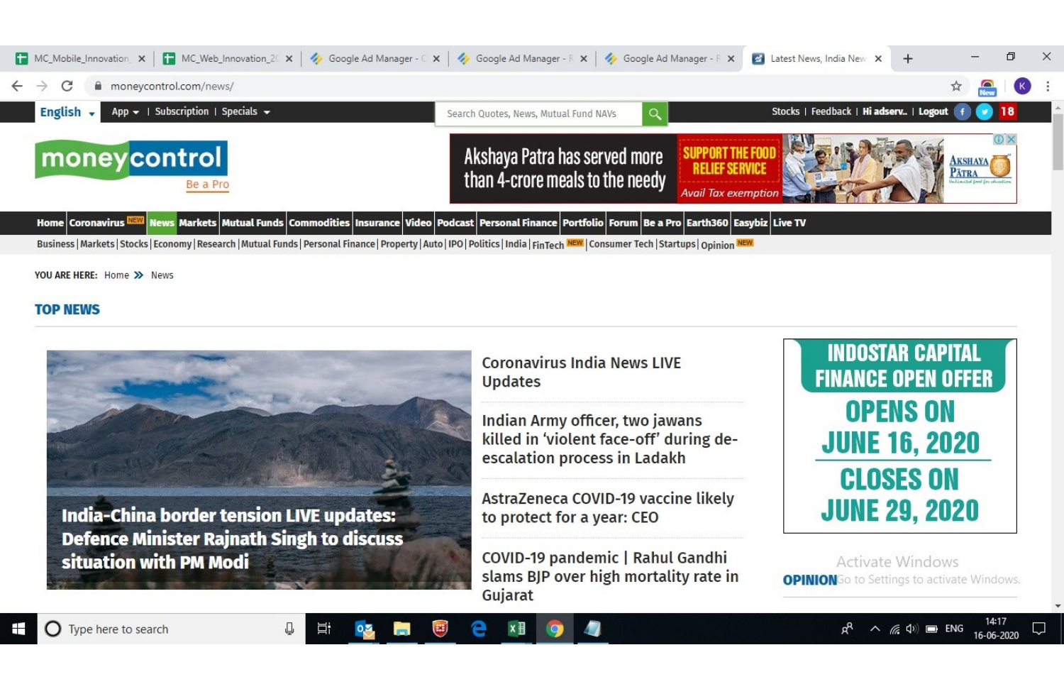English | App | Subscription | Specials

Search Quotes, News, Mutual Fund NAVs

Stocks | Feedback | Hi adserv.. | Logout

moneycontrol

Be a Pro

Akshaya Patra has served more than 4-crore meals to the needy

SUPPORT THE FOOD RELIEF SERVICE

Avail Tax exemption

Home | Coronavirus NEW | News | Markets | Mutual Funds | Commodities | Insurance | Video | Podcast | Personal Finance | Portfolio | Forum | Be a Pro | Earth360 | Easybiz | Live TV

Business | Markets | Stocks | Economy | Research | Mutual Funds | Personal Finance | Property | Auto | IPO | Politics | India | FinTech NEW | Consumer Tech | Startups | Opinion NEW

YOU ARE HERE: Home » News

## TOP NEWS

**India-China border tension LIVE updates: Defence Minister Rajnath Singh to discuss situation with PM Modi**

Coronavirus India News LIVE Updates

Indian Army officer, two jawans killed in 'violent face-off' during de-escalation process in Ladakh

AstraZeneca COVID-19 vaccine likely to protect for a year: CEO

COVID-19 pandemic | Rahul Gandhi slams BJP over high mortality rate in Gujarat

INDOSTAR CAPITAL FINANCE OPEN OFFER

OPENS ON JUNE 16, 2020

CLOSES ON JUNE 29, 2020

OPINION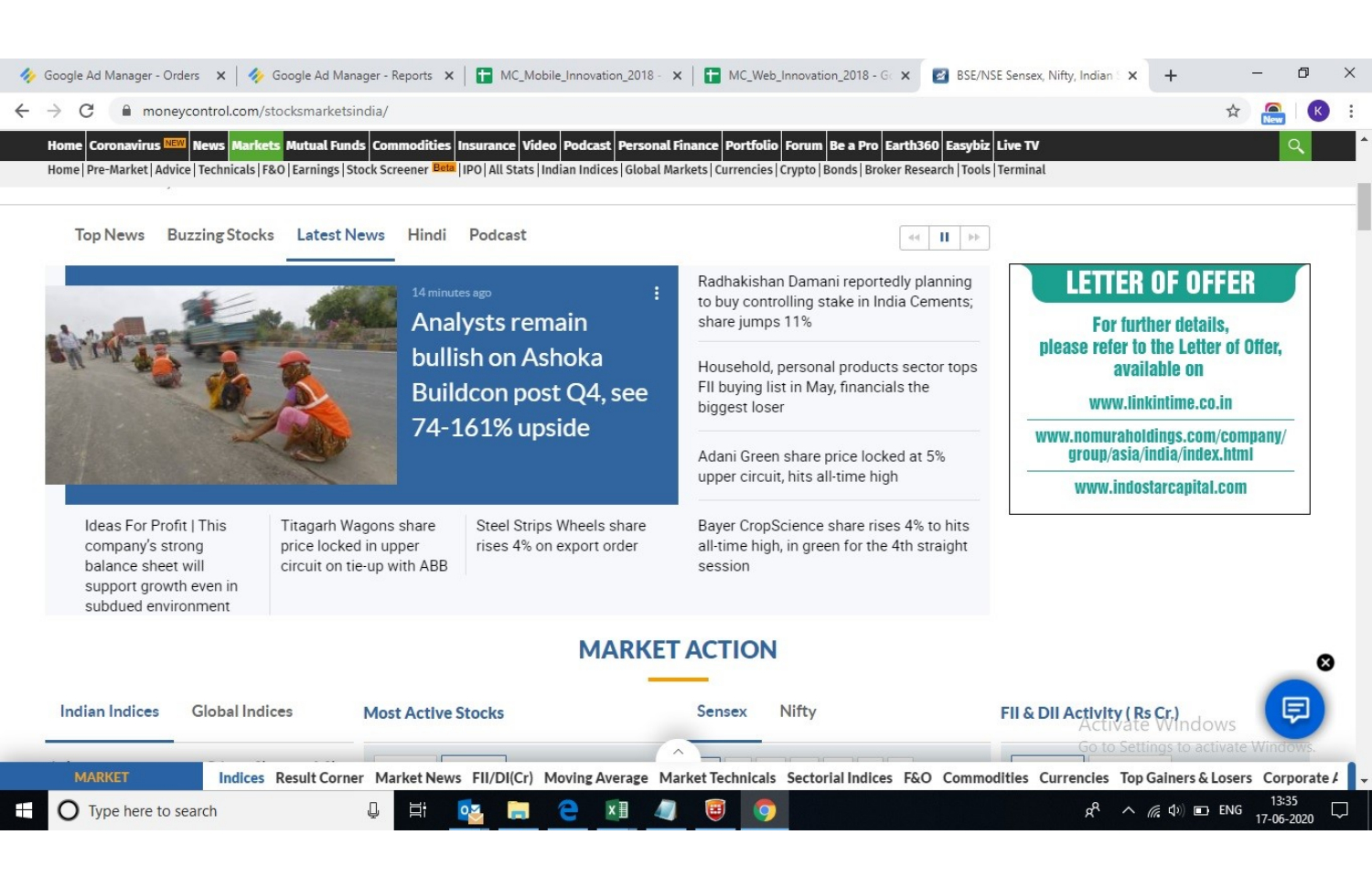Home | Coronavirus NEW | News | Markets | Mutual Funds | Commodities | Insurance | Video | Podcast | Personal Finance | Portfolio | Forum | Be a Pro | Earth360 | Easybiz | Live TV

Home | Pre-Market | Advice | Technicals | F&O | Earnings | Stock Screener Beta | IPO | All Stats | Indian Indices | Global Markets | Currencies | Crypto | Bonds | Broker Research | Tools | Terminal

Top News | Buzzing Stocks | Latest News | Hindi | Podcast

14 minutes ago

## Analysts remain bullish on Ashoka Buildcon post Q4, see 74-161% upside

- Radhakishan Damani reportedly planning to buy controlling stake in India Cements; share jumps 11%
- Household, personal products sector tops FII buying list in May, financials the biggest loser
- Adani Green share price locked at 5% upper circuit, hits all-time high
- Ideas For Profit | This company's strong balance sheet will support growth even in subdued environment
- Titagarh Wagons share price locked in upper circuit on tie-up with ABB
- Steel Strips Wheels share rises 4% on export order
- Bayer CropScience share rises 4% to hits all-time high, in green for the 4th straight session

**LETTER OF OFFER**

For further details, please refer to the Letter of Offer, available on

www.linkintime.co.in

www.nomuraholdings.com/company/group/asia/india/index.html

www.indostarcapital.com

## MARKET ACTION

Indian Indices | Global Indices | Most Active Stocks | Sensex | Nifty | FII & DII Activity (Rs Cr.)

MARKET | Indices | Result Corner | Market News | FII/DI(Cr) | Moving Average | Market Technicals | Sectorial Indices | F&O | Commodities | Currencies | Top Gainers & Losers | Corporate A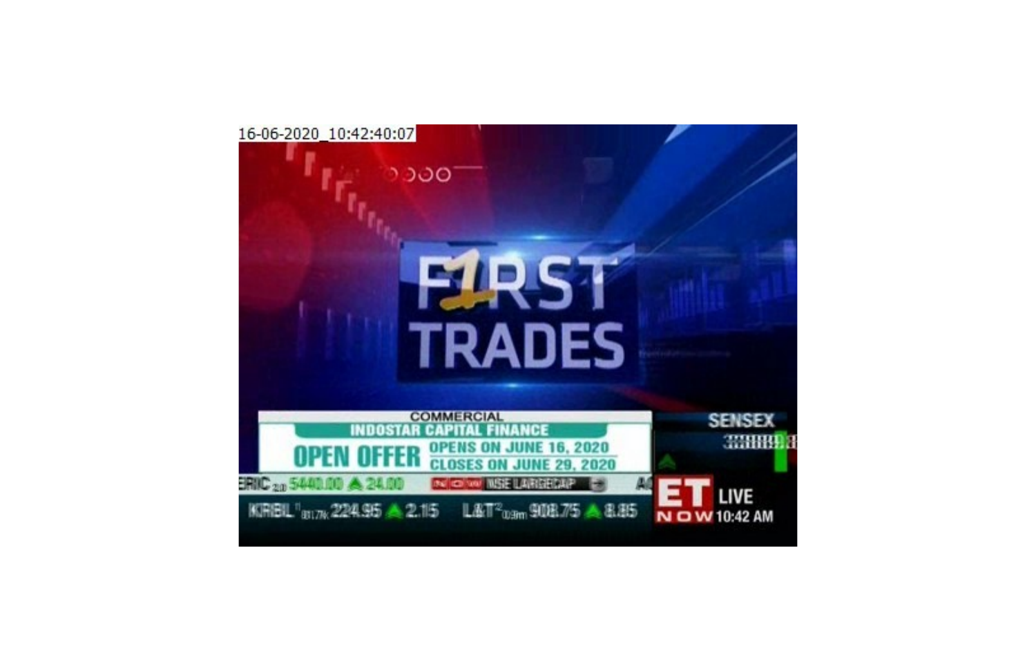16-06-2020_10:42:40:07

FIRST TRADES

COMMERCIAL

INDOSTAR CAPITAL FINANCE

OPEN OFFER

OPENS ON JUNE 16, 2020

CLOSES ON JUNE 29, 2020

SENSEX

ERIC 5440.00 ▲ 24.00

NSE LARGECAP

KRBL 224.95 ▲ 2.15 L&T 908.75 ▲ 8.85

ET NOW LIVE 10:42 AM